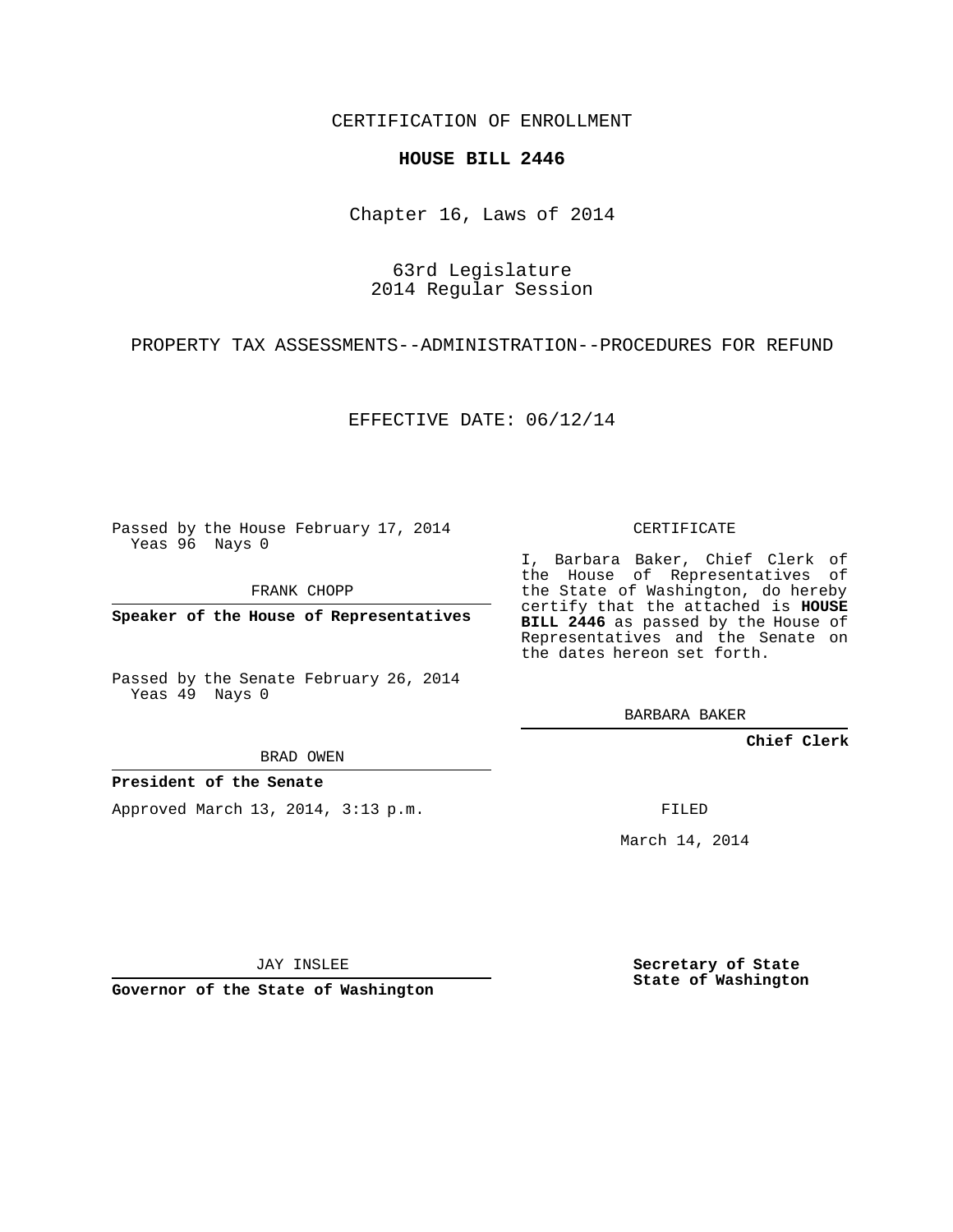CERTIFICATION OF ENROLLMENT

**HOUSE BILL 2446**

Chapter 16, Laws of 2014

63rd Legislature
2014 Regular Session

PROPERTY TAX ASSESSMENTS--ADMINISTRATION--PROCEDURES FOR REFUND

EFFECTIVE DATE: 06/12/14

Passed by the House February 17, 2014
Yeas 96 Nays 0

FRANK CHOPP

**Speaker of the House of Representatives**

Passed by the Senate February 26, 2014
Yeas 49 Nays 0

BRAD OWEN

**President of the Senate**

Approved March 13, 2014, 3:13 p.m.

JAY INSLEE

**Governor of the State of Washington**

CERTIFICATE

I, Barbara Baker, Chief Clerk of the House of Representatives of the State of Washington, do hereby certify that the attached is **HOUSE BILL 2446** as passed by the House of Representatives and the Senate on the dates hereon set forth.

BARBARA BAKER

**Chief Clerk**

FILED

March 14, 2014

**Secretary of State**
**State of Washington**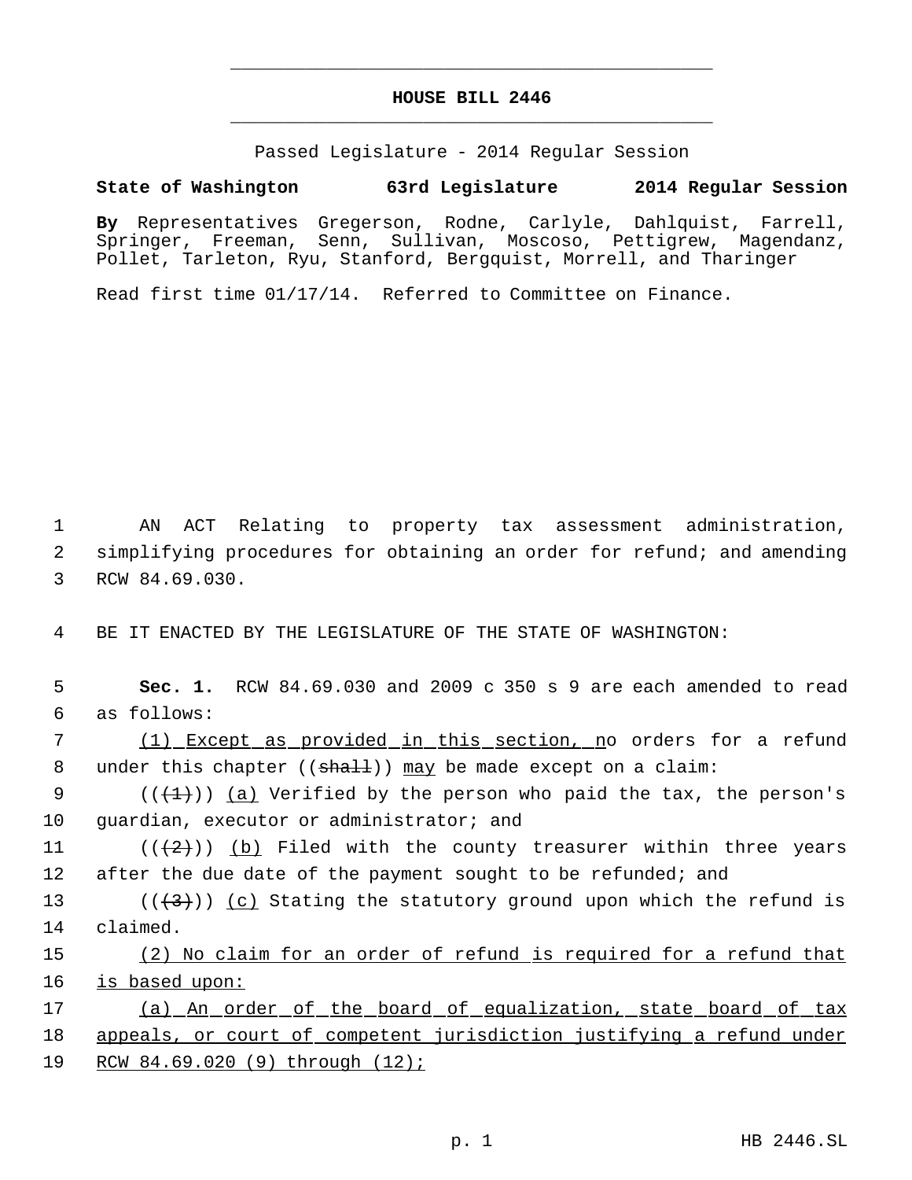# HOUSE BILL 2446

Passed Legislature - 2014 Regular Session

**State of Washington 63rd Legislature 2014 Regular Session**

**By** Representatives Gregerson, Rodne, Carlyle, Dahlquist, Farrell, Springer, Freeman, Senn, Sullivan, Moscoso, Pettigrew, Magendanz, Pollet, Tarleton, Ryu, Stanford, Bergquist, Morrell, and Tharinger

Read first time 01/17/14. Referred to Committee on Finance.

1 AN ACT Relating to property tax assessment administration,
2 simplifying procedures for obtaining an order for refund; and amending
3 RCW 84.69.030.

4 BE IT ENACTED BY THE LEGISLATURE OF THE STATE OF WASHINGTON:

5 **Sec. 1.** RCW 84.69.030 and 2009 c 350 s 9 are each amended to read
6 as follows:

7 (1) Except as provided in this section, no orders for a refund
8 under this chapter ((shall)) may be made except on a claim:

9 (((1))) (a) Verified by the person who paid the tax, the person's
10 guardian, executor or administrator; and

11 (((2))) (b) Filed with the county treasurer within three years
12 after the due date of the payment sought to be refunded; and

13 (((3))) (c) Stating the statutory ground upon which the refund is
14 claimed.

15 (2) No claim for an order of refund is required for a refund that
16 is based upon:

17 (a) An order of the board of equalization, state board of tax
18 appeals, or court of competent jurisdiction justifying a refund under
19 RCW 84.69.020 (9) through (12);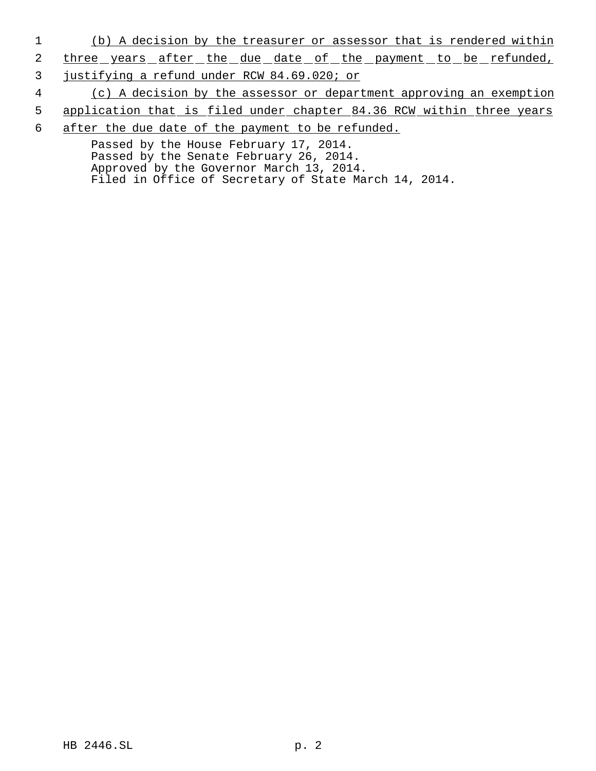(b) A decision by the treasurer or assessor that is rendered within three years after the due date of the payment to be refunded, justifying a refund under RCW 84.69.020; or

(c) A decision by the assessor or department approving an exemption application that is filed under chapter 84.36 RCW within three years after the due date of the payment to be refunded.

Passed by the House February 17, 2014.
Passed by the Senate February 26, 2014.
Approved by the Governor March 13, 2014.
Filed in Office of Secretary of State March 14, 2014.